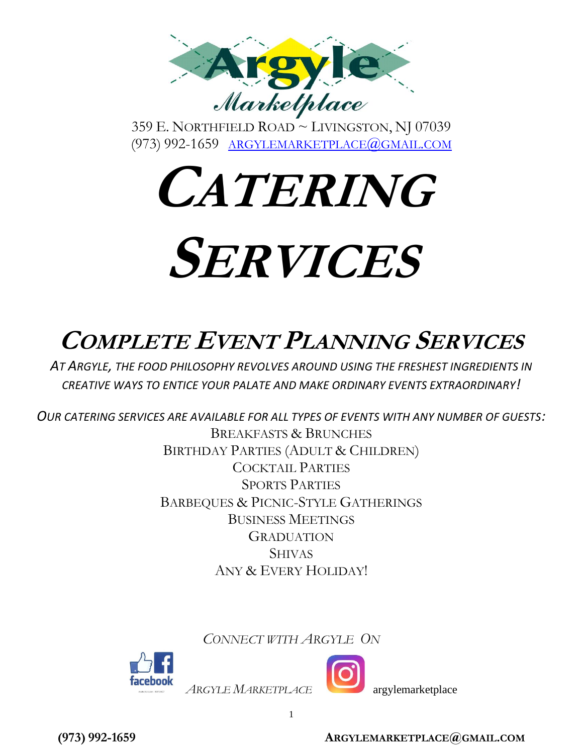# Argyle Marketplace

359 E. Northfield Road ~ Livingston, NJ 07039
(973) 992-1659 ARGYLEMARKETPLACE@GMAIL.COM

# CATERING SERVICES

## COMPLETE EVENT PLANNING SERVICES

*AT ARGYLE, THE FOOD PHILOSOPHY REVOLVES AROUND USING THE FRESHEST INGREDIENTS IN CREATIVE WAYS TO ENTICE YOUR PALATE AND MAKE ORDINARY EVENTS EXTRAORDINARY!*

*OUR CATERING SERVICES ARE AVAILABLE FOR ALL TYPES OF EVENTS WITH ANY NUMBER OF GUESTS:*

BREAKFASTS & BRUNCHES
BIRTHDAY PARTIES (ADULT & CHILDREN)
COCKTAIL PARTIES
SPORTS PARTIES
BARBEQUES & PICNIC-STYLE GATHERINGS
BUSINESS MEETINGS
GRADUATION
SHIVAS
ANY & EVERY HOLIDAY!

*CONNECT WITH ARGYLE ON*

facebook *ARGYLE MARKETPLACE*

Instagram argylemarketplace

**(973) 992-1659** **ARGYLEMARKETPLACE@GMAIL.COM**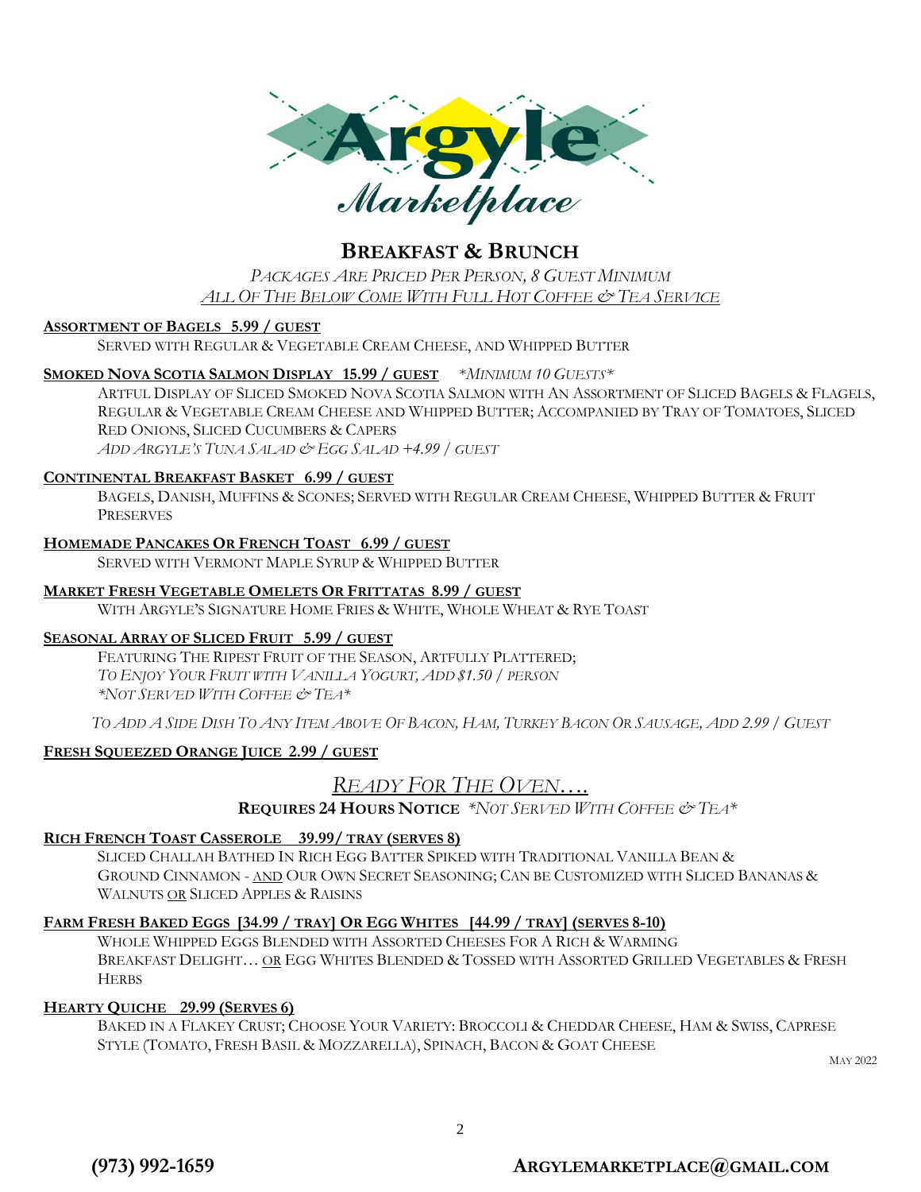# Argyle Marketplace

## Breakfast & Brunch

*Packages Are Priced Per Person, 8 Guest Minimum*

*All Of The Below Come With Full Hot Coffee & Tea Service*

**Assortment of Bagels 5.99 / guest**

Served with Regular & Vegetable Cream Cheese, and Whipped Butter

**Smoked Nova Scotia Salmon Display 15.99 / guest** *\*Minimum 10 Guests\**

Artful Display of Sliced Smoked Nova Scotia Salmon with An Assortment of Sliced Bagels & Flagels, Regular & Vegetable Cream Cheese and Whipped Butter; Accompanied by Tray of Tomatoes, Sliced Red Onions, Sliced Cucumbers & Capers

*Add Argyle's Tuna Salad & Egg Salad +4.99 / guest*

**Continental Breakfast Basket 6.99 / guest**

Bagels, Danish, Muffins & Scones; Served with Regular Cream Cheese, Whipped Butter & Fruit Preserves

**Homemade Pancakes Or French Toast 6.99 / guest**

Served with Vermont Maple Syrup & Whipped Butter

**Market Fresh Vegetable Omelets Or Frittatas 8.99 / guest**

With Argyle's Signature Home Fries & White, Whole Wheat & Rye Toast

**Seasonal Array of Sliced Fruit 5.99 / guest**

Featuring The Ripest Fruit of the Season, Artfully Plattered;

*To Enjoy Your Fruit with Vanilla Yogurt, Add $1.50 / person*

*\*Not Served With Coffee & Tea\**

*To Add A Side Dish To Any Item Above Of Bacon, Ham, Turkey Bacon Or Sausage, Add 2.99 / Guest*

**Fresh Squeezed Orange Juice 2.99 / guest**

## *Ready For The Oven….*

**Requires 24 Hours Notice** *\*Not Served With Coffee & Tea\**

**Rich French Toast Casserole 39.99/ tray (serves 8)**

Sliced Challah Bathed in Rich Egg Batter Spiked with Traditional Vanilla Bean & Ground Cinnamon - and Our Own Secret Seasoning; Can Be Customized with Sliced Bananas & Walnuts or Sliced Apples & Raisins

**Farm Fresh Baked Eggs [34.99 / tray] Or Egg Whites [44.99 / tray] (serves 8-10)**

Whole Whipped Eggs Blended with Assorted Cheeses For A Rich & Warming Breakfast Delight… or Egg Whites Blended & Tossed with Assorted Grilled Vegetables & Fresh Herbs

**Hearty Quiche 29.99 (Serves 6)**

Baked in a Flakey Crust; Choose Your Variety: Broccoli & Cheddar Cheese, Ham & Swiss, Caprese Style (Tomato, Fresh Basil & Mozzarella), Spinach, Bacon & Goat Cheese

May 2022

**(973) 992-1659** **argylemarketplace@gmail.com**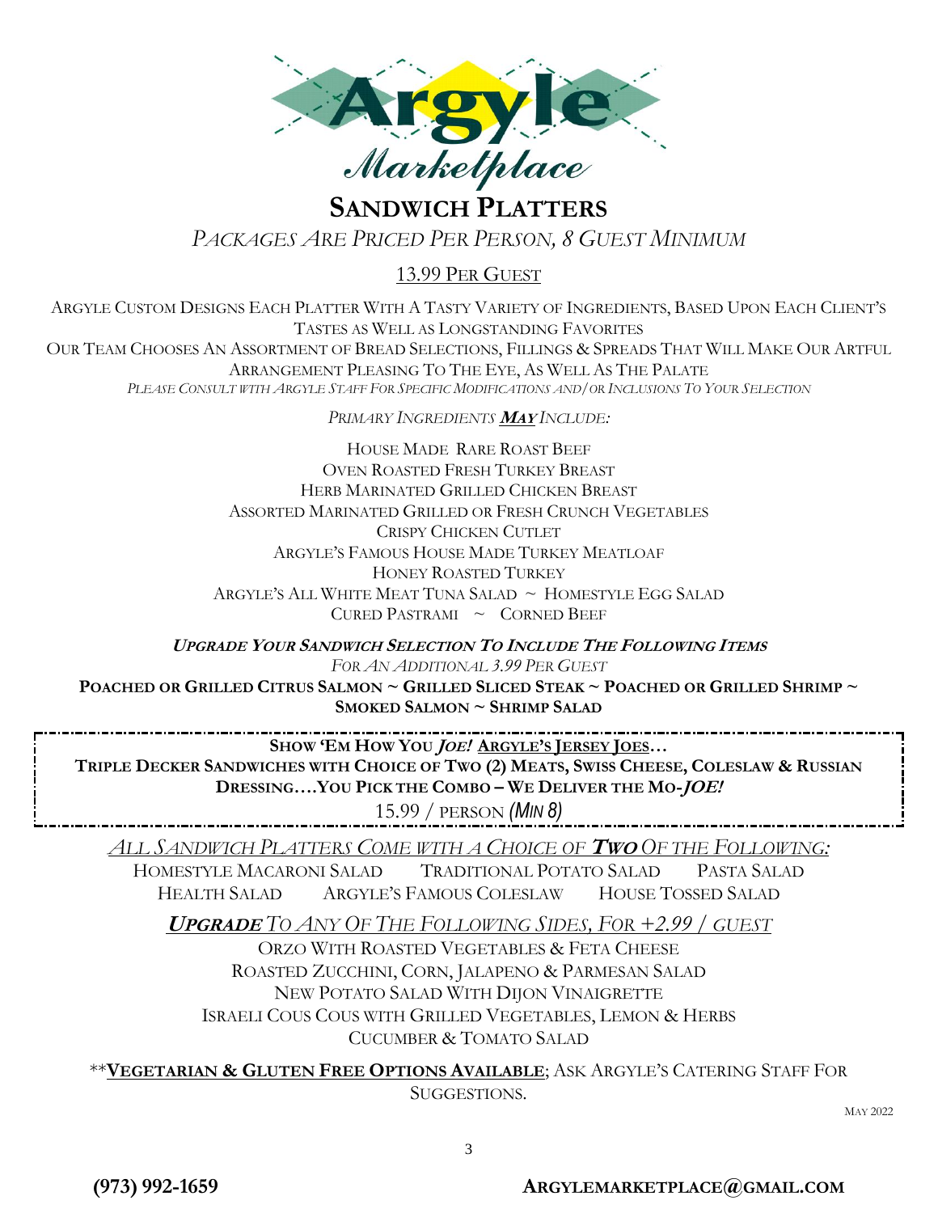# Argyle Marketplace

## SANDWICH PLATTERS

*PACKAGES ARE PRICED PER PERSON, 8 GUEST MINIMUM*

13.99 PER GUEST

ARGYLE CUSTOM DESIGNS EACH PLATTER WITH A TASTY VARIETY OF INGREDIENTS, BASED UPON EACH CLIENT'S TASTES AS WELL AS LONGSTANDING FAVORITES

OUR TEAM CHOOSES AN ASSORTMENT OF BREAD SELECTIONS, FILLINGS & SPREADS THAT WILL MAKE OUR ARTFUL ARRANGEMENT PLEASING TO THE EYE, AS WELL AS THE PALATE

*PLEASE CONSULT WITH ARGYLE STAFF FOR SPECIFIC MODIFICATIONS AND/OR INCLUSIONS TO YOUR SELECTION*

*PRIMARY INGREDIENTS **MAY** INCLUDE:*

HOUSE MADE RARE ROAST BEEF
OVEN ROASTED FRESH TURKEY BREAST
HERB MARINATED GRILLED CHICKEN BREAST
ASSORTED MARINATED GRILLED OR FRESH CRUNCH VEGETABLES
CRISPY CHICKEN CUTLET
ARGYLE'S FAMOUS HOUSE MADE TURKEY MEATLOAF
HONEY ROASTED TURKEY
ARGYLE'S ALL WHITE MEAT TUNA SALAD ~ HOMESTYLE EGG SALAD
CURED PASTRAMI ~ CORNED BEEF

***UPGRADE YOUR SANDWICH SELECTION TO INCLUDE THE FOLLOWING ITEMS***

*FOR AN ADDITIONAL 3.99 PER GUEST*

**POACHED OR GRILLED CITRUS SALMON ~ GRILLED SLICED STEAK ~ POACHED OR GRILLED SHRIMP ~ SMOKED SALMON ~ SHRIMP SALAD**

---

**SHOW 'EM HOW YOU *JOE!* ARGYLE'S JERSEY JOES…**

**TRIPLE DECKER SANDWICHES WITH CHOICE OF TWO (2) MEATS, SWISS CHEESE, COLESLAW & RUSSIAN DRESSING….YOU PICK THE COMBO – WE DELIVER THE MO-*JOE!***

15.99 / PERSON *(MIN 8)*

---

*ALL SANDWICH PLATTERS COME WITH A CHOICE OF **TWO** OF THE FOLLOWING:*

HOMESTYLE MACARONI SALAD    TRADITIONAL POTATO SALAD    PASTA SALAD
HEALTH SALAD    ARGYLE'S FAMOUS COLESLAW    HOUSE TOSSED SALAD

***UPGRADE** TO ANY OF THE FOLLOWING SIDES, FOR +2.99 / GUEST*

ORZO WITH ROASTED VEGETABLES & FETA CHEESE
ROASTED ZUCCHINI, CORN, JALAPENO & PARMESAN SALAD
NEW POTATO SALAD WITH DIJON VINAIGRETTE
ISRAELI COUS COUS WITH GRILLED VEGETABLES, LEMON & HERBS
CUCUMBER & TOMATO SALAD

****VEGETARIAN & GLUTEN FREE OPTIONS AVAILABLE**; ASK ARGYLE'S CATERING STAFF FOR SUGGESTIONS.

MAY 2022

**(973) 992-1659**    **ARGYLEMARKETPLACE@GMAIL.COM**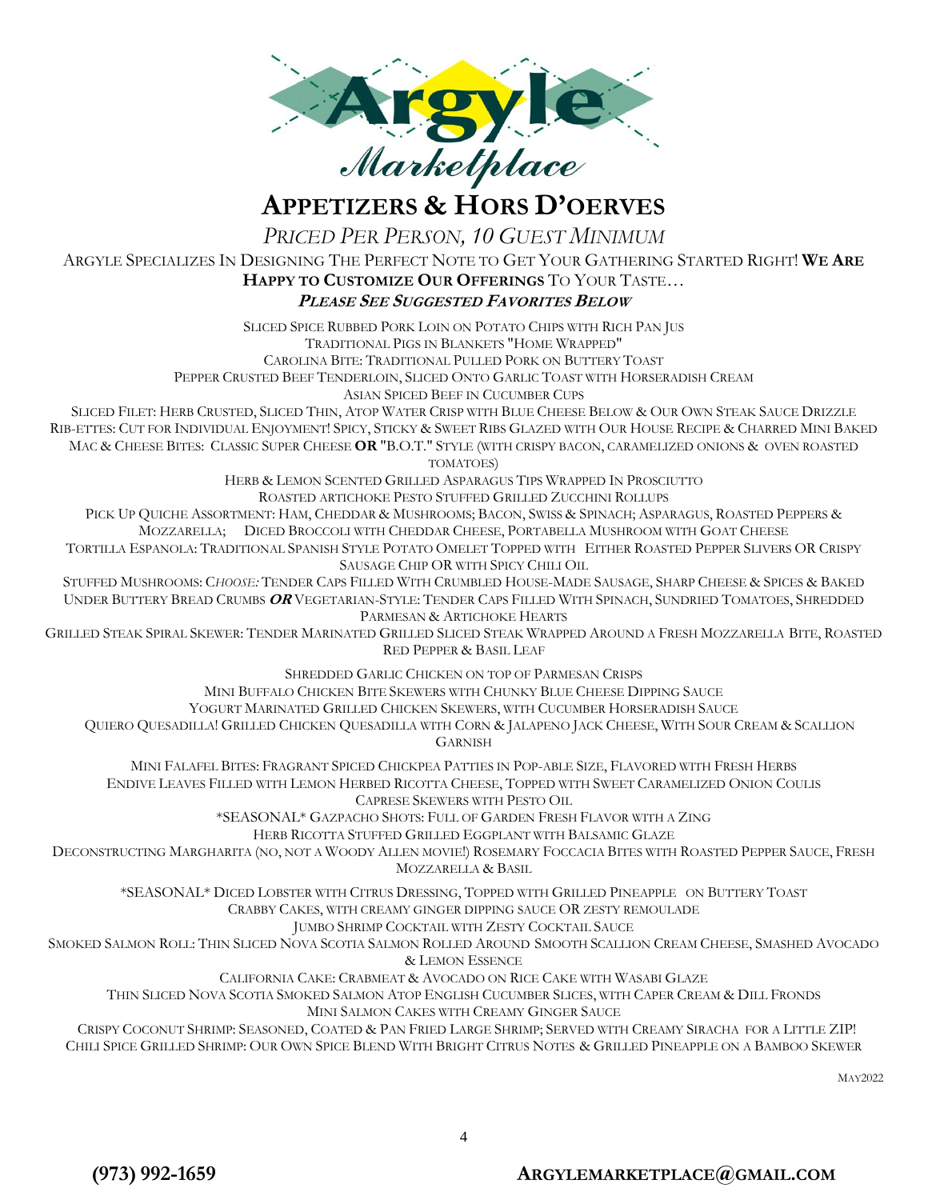# Argyle Marketplace

## APPETIZERS & HORS D'OERVES

*PRICED PER PERSON, 10 GUEST MINIMUM*

ARGYLE SPECIALIZES IN DESIGNING THE PERFECT NOTE TO GET YOUR GATHERING STARTED RIGHT! **WE ARE HAPPY TO CUSTOMIZE OUR OFFERINGS** TO YOUR TASTE…

***PLEASE SEE SUGGESTED FAVORITES BELOW***

SLICED SPICE RUBBED PORK LOIN ON POTATO CHIPS WITH RICH PAN JUS

TRADITIONAL PIGS IN BLANKETS "HOME WRAPPED"

CAROLINA BITE: TRADITIONAL PULLED PORK ON BUTTERY TOAST

PEPPER CRUSTED BEEF TENDERLOIN, SLICED ONTO GARLIC TOAST WITH HORSERADISH CREAM

ASIAN SPICED BEEF IN CUCUMBER CUPS

SLICED FILET: HERB CRUSTED, SLICED THIN, ATOP WATER CRISP WITH BLUE CHEESE BELOW & OUR OWN STEAK SAUCE DRIZZLE

RIB-ETTES: CUT FOR INDIVIDUAL ENJOYMENT! SPICY, STICKY & SWEET RIBS GLAZED WITH OUR HOUSE RECIPE & CHARRED MINI BAKED

MAC & CHEESE BITES: CLASSIC SUPER CHEESE **OR** "B.O.T." STYLE (WITH CRISPY BACON, CARAMELIZED ONIONS & OVEN ROASTED TOMATOES)

HERB & LEMON SCENTED GRILLED ASPARAGUS TIPS WRAPPED IN PROSCIUTTO

ROASTED ARTICHOKE PESTO STUFFED GRILLED ZUCCHINI ROLLUPS

PICK UP QUICHE ASSORTMENT: HAM, CHEDDAR & MUSHROOMS; BACON, SWISS & SPINACH; ASPARAGUS, ROASTED PEPPERS & MOZZARELLA; DICED BROCCOLI WITH CHEDDAR CHEESE, PORTABELLA MUSHROOM WITH GOAT CHEESE

TORTILLA ESPANOLA: TRADITIONAL SPANISH STYLE POTATO OMELET TOPPED WITH EITHER ROASTED PEPPER SLIVERS OR CRISPY SAUSAGE CHIP OR WITH SPICY CHILI OIL

STUFFED MUSHROOMS: *CHOOSE:* TENDER CAPS FILLED WITH CRUMBLED HOUSE-MADE SAUSAGE, SHARP CHEESE & SPICES & BAKED UNDER BUTTERY BREAD CRUMBS ***OR*** VEGETARIAN-STYLE: TENDER CAPS FILLED WITH SPINACH, SUNDRIED TOMATOES, SHREDDED PARMESAN & ARTICHOKE HEARTS

GRILLED STEAK SPIRAL SKEWER: TENDER MARINATED GRILLED SLICED STEAK WRAPPED AROUND A FRESH MOZZARELLA BITE, ROASTED RED PEPPER & BASIL LEAF

SHREDDED GARLIC CHICKEN ON TOP OF PARMESAN CRISPS

MINI BUFFALO CHICKEN BITE SKEWERS WITH CHUNKY BLUE CHEESE DIPPING SAUCE

YOGURT MARINATED GRILLED CHICKEN SKEWERS, WITH CUCUMBER HORSERADISH SAUCE

QUIERO QUESADILLA! GRILLED CHICKEN QUESADILLA WITH CORN & JALAPENO JACK CHEESE, WITH SOUR CREAM & SCALLION GARNISH

MINI FALAFEL BITES: FRAGRANT SPICED CHICKPEA PATTIES IN POP-ABLE SIZE, FLAVORED WITH FRESH HERBS

ENDIVE LEAVES FILLED WITH LEMON HERBED RICOTTA CHEESE, TOPPED WITH SWEET CARAMELIZED ONION COULIS

CAPRESE SKEWERS WITH PESTO OIL

*SEASONAL* GAZPACHO SHOTS: FULL OF GARDEN FRESH FLAVOR WITH A ZING

HERB RICOTTA STUFFED GRILLED EGGPLANT WITH BALSAMIC GLAZE

DECONSTRUCTING MARGHARITA (NO, NOT A WOODY ALLEN MOVIE!) ROSEMARY FOCCACIA BITES WITH ROASTED PEPPER SAUCE, FRESH MOZZARELLA & BASIL

*SEASONAL* DICED LOBSTER WITH CITRUS DRESSING, TOPPED WITH GRILLED PINEAPPLE ON BUTTERY TOAST

CRABBY CAKES, WITH CREAMY GINGER DIPPING SAUCE OR ZESTY REMOULADE

JUMBO SHRIMP COCKTAIL WITH ZESTY COCKTAIL SAUCE

SMOKED SALMON ROLL: THIN SLICED NOVA SCOTIA SALMON ROLLED AROUND SMOOTH SCALLION CREAM CHEESE, SMASHED AVOCADO & LEMON ESSENCE

CALIFORNIA CAKE: CRABMEAT & AVOCADO ON RICE CAKE WITH WASABI GLAZE

THIN SLICED NOVA SCOTIA SMOKED SALMON ATOP ENGLISH CUCUMBER SLICES, WITH CAPER CREAM & DILL FRONDS

MINI SALMON CAKES WITH CREAMY GINGER SAUCE

CRISPY COCONUT SHRIMP: SEASONED, COATED & PAN FRIED LARGE SHRIMP; SERVED WITH CREAMY SIRACHA FOR A LITTLE ZIP!

CHILI SPICE GRILLED SHRIMP: OUR OWN SPICE BLEND WITH BRIGHT CITRUS NOTES & GRILLED PINEAPPLE ON A BAMBOO SKEWER

MAY2022

**(973) 992-1659** **ARGYLEMARKETPLACE@GMAIL.COM**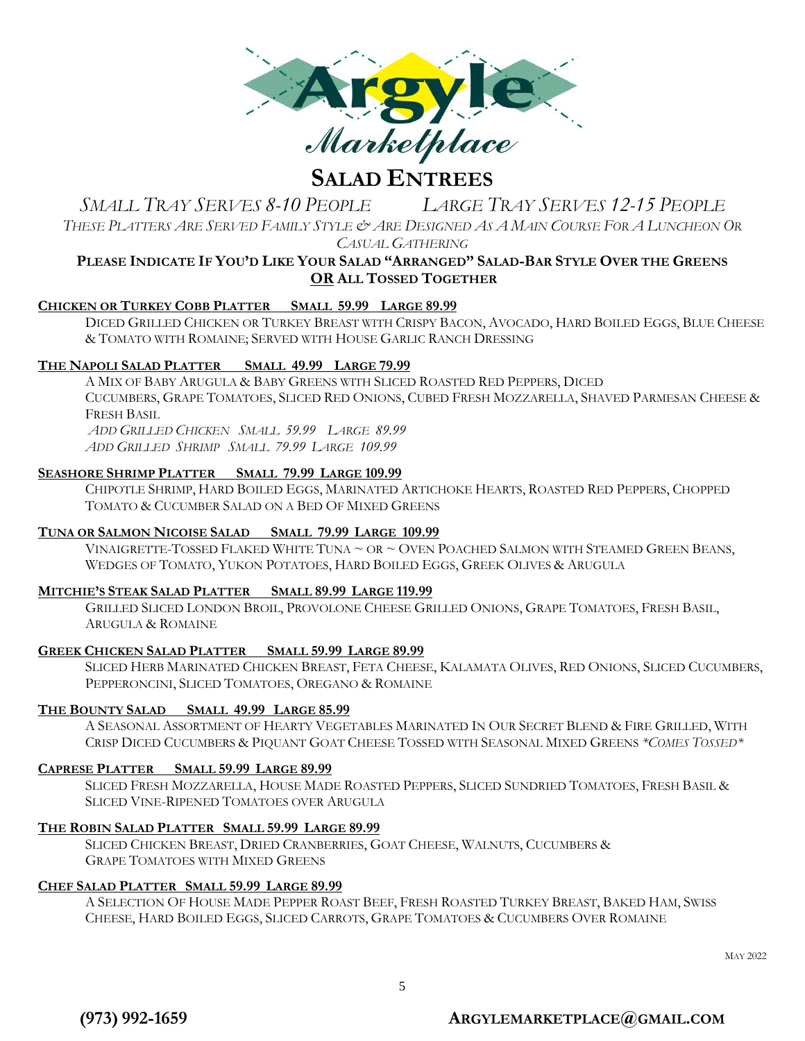# Argyle Marketplace

## Salad Entrees

*Small Tray Serves 8-10 People     Large Tray Serves 12-15 People*

*These Platters Are Served Family Style & Are Designed As A Main Course For A Luncheon Or Casual Gathering*

**Please Indicate If You'd Like Your Salad "Arranged" Salad-Bar Style Over the Greens OR All Tossed Together**

**Chicken or Turkey Cobb Platter     Small 59.99   Large 89.99**

Diced Grilled Chicken or Turkey Breast with Crispy Bacon, Avocado, Hard Boiled Eggs, Blue Cheese & Tomato with Romaine; Served with House Garlic Ranch Dressing

**The Napoli Salad Platter     Small 49.99   Large 79.99**

A Mix of Baby Arugula & Baby Greens with Sliced Roasted Red Peppers, Diced Cucumbers, Grape Tomatoes, Sliced Red Onions, Cubed Fresh Mozzarella, Shaved Parmesan Cheese & Fresh Basil

*Add Grilled Chicken   Small 59.99   Large 89.99*

*Add Grilled Shrimp   Small 79.99  Large 109.99*

**Seashore Shrimp Platter     Small 79.99  Large 109.99**

Chipotle Shrimp, Hard Boiled Eggs, Marinated Artichoke Hearts, Roasted Red Peppers, Chopped Tomato & Cucumber Salad on a Bed of Mixed Greens

**Tuna or Salmon Nicoise Salad     Small 79.99  Large 109.99**

Vinaigrette-Tossed Flaked White Tuna ~ or ~ Oven Poached Salmon with Steamed Green Beans, Wedges of Tomato, Yukon Potatoes, Hard Boiled Eggs, Greek Olives & Arugula

**Mitchie's Steak Salad Platter     Small 89.99  Large 119.99**

Grilled Sliced London Broil, Provolone Cheese Grilled Onions, Grape Tomatoes, Fresh Basil, Arugula & Romaine

**Greek Chicken Salad Platter     Small 59.99  Large 89.99**

Sliced Herb Marinated Chicken Breast, Feta Cheese, Kalamata Olives, Red Onions, Sliced Cucumbers, Pepperoncini, Sliced Tomatoes, Oregano & Romaine

**The Bounty Salad     Small 49.99  Large 85.99**

A Seasonal Assortment of Hearty Vegetables Marinated In Our Secret Blend & Fire Grilled, With Crisp Diced Cucumbers & Piquant Goat Cheese Tossed with Seasonal Mixed Greens *\*Comes Tossed\**

**Caprese Platter     Small 59.99  Large 89.99**

Sliced Fresh Mozzarella, House Made Roasted Peppers, Sliced Sundried Tomatoes, Fresh Basil & Sliced Vine-Ripened Tomatoes over Arugula

**The Robin Salad Platter   Small 59.99  Large 89.99**

Sliced Chicken Breast, Dried Cranberries, Goat Cheese, Walnuts, Cucumbers & Grape Tomatoes with Mixed Greens

**Chef Salad Platter   Small 59.99  Large 89.99**

A Selection Of House Made Pepper Roast Beef, Fresh Roasted Turkey Breast, Baked Ham, Swiss Cheese, Hard Boiled Eggs, Sliced Carrots, Grape Tomatoes & Cucumbers Over Romaine

May 2022

**(973) 992-1659     ARGYLEMARKETPLACE@GMAIL.COM**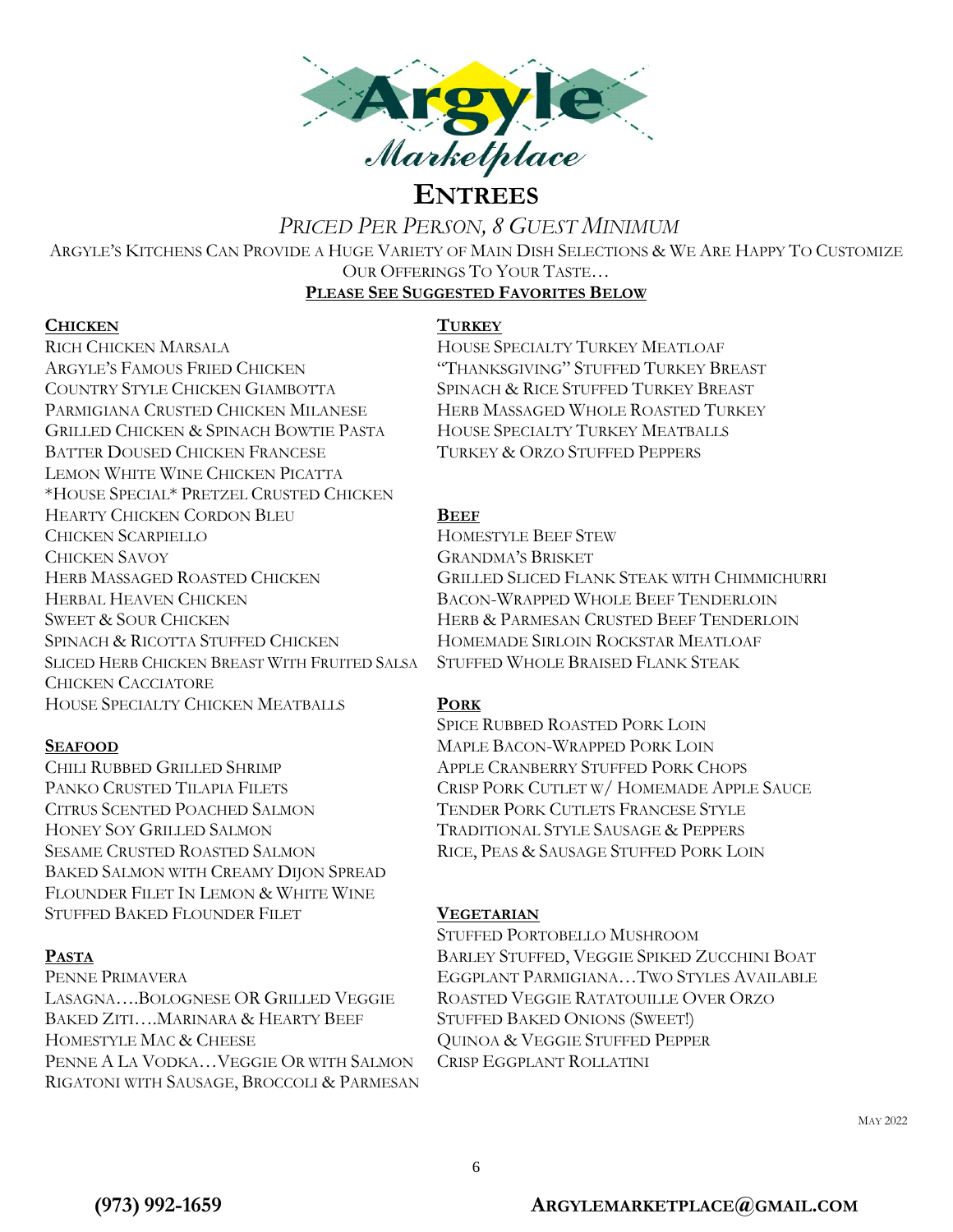# Argyle Marketplace

## Entrees

*Priced Per Person, 8 Guest Minimum*

Argyle's Kitchens Can Provide A Huge Variety Of Main Dish Selections & We Are Happy To Customize Our Offerings To Your Taste…

**PLEASE SEE SUGGESTED FAVORITES BELOW**

### Chicken

Rich Chicken Marsala
Argyle's Famous Fried Chicken
Country Style Chicken Giambotta
Parmigiana Crusted Chicken Milanese
Grilled Chicken & Spinach Bowtie Pasta
Batter Doused Chicken Francese
Lemon White Wine Chicken Picatta
*House Special* Pretzel Crusted Chicken
Hearty Chicken Cordon Bleu
Chicken Scarpiello
Chicken Savoy
Herb Massaged Roasted Chicken
Herbal Heaven Chicken
Sweet & Sour Chicken
Spinach & Ricotta Stuffed Chicken
Sliced Herb Chicken Breast With Fruited Salsa
Chicken Cacciatore
House Specialty Chicken Meatballs

### Seafood

Chili Rubbed Grilled Shrimp
Panko Crusted Tilapia Filets
Citrus Scented Poached Salmon
Honey Soy Grilled Salmon
Sesame Crusted Roasted Salmon
Baked Salmon with Creamy Dijon Spread
Flounder Filet In Lemon & White Wine
Stuffed Baked Flounder Filet

### Pasta

Penne Primavera
Lasagna….Bolognese OR Grilled Veggie
Baked Ziti….Marinara & Hearty Beef
Homestyle Mac & Cheese
Penne A La Vodka…Veggie Or with Salmon
Rigatoni with Sausage, Broccoli & Parmesan

### Turkey

House Specialty Turkey Meatloaf
"Thanksgiving" Stuffed Turkey Breast
Spinach & Rice Stuffed Turkey Breast
Herb Massaged Whole Roasted Turkey
House Specialty Turkey Meatballs
Turkey & Orzo Stuffed Peppers

### Beef

Homestyle Beef Stew
Grandma's Brisket
Grilled Sliced Flank Steak with Chimmichurri
Bacon-Wrapped Whole Beef Tenderloin
Herb & Parmesan Crusted Beef Tenderloin
Homemade Sirloin Rockstar Meatloaf
Stuffed Whole Braised Flank Steak

### Pork

Spice Rubbed Roasted Pork Loin
Maple Bacon-Wrapped Pork Loin
Apple Cranberry Stuffed Pork Chops
Crisp Pork Cutlet w/ Homemade Apple Sauce
Tender Pork Cutlets Francese Style
Traditional Style Sausage & Peppers
Rice, Peas & Sausage Stuffed Pork Loin

### Vegetarian

Stuffed Portobello Mushroom
Barley Stuffed, Veggie Spiked Zucchini Boat
Eggplant Parmigiana…Two Styles Available
Roasted Veggie Ratatouille Over Orzo
Stuffed Baked Onions (Sweet!)
Quinoa & Veggie Stuffed Pepper
Crisp Eggplant Rollatini

May 2022

**(973) 992-1659** **ARGYLEMARKETPLACE@GMAIL.COM**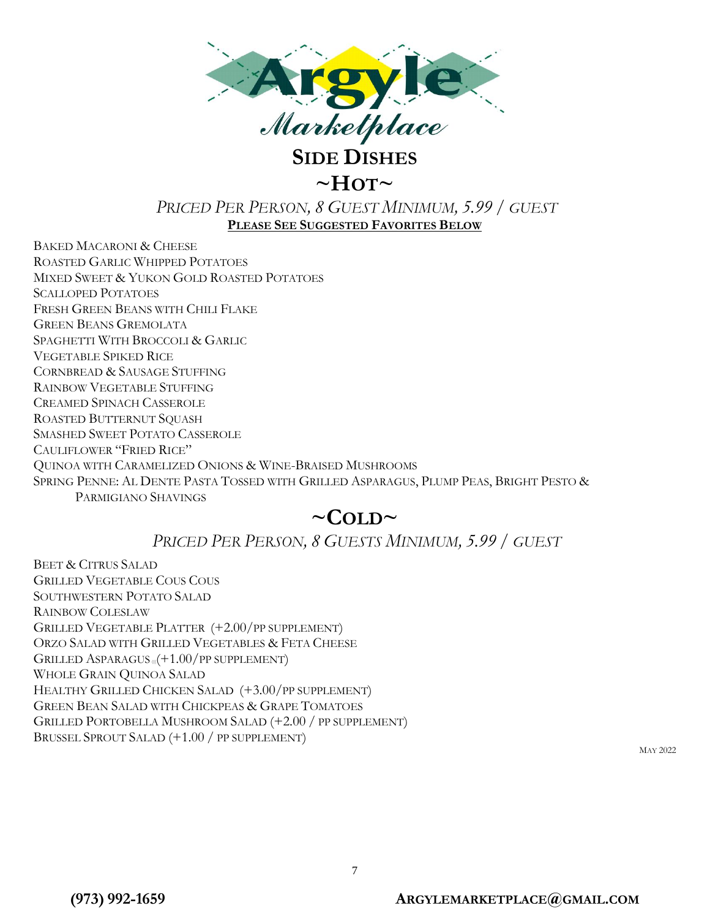Argyle Marketplace

# Side Dishes

## ~Hot~

*Priced Per Person, 8 Guest Minimum, 5.99 / guest*

**Please See Suggested Favorites Below**

Baked Macaroni & Cheese
Roasted Garlic Whipped Potatoes
Mixed Sweet & Yukon Gold Roasted Potatoes
Scalloped Potatoes
Fresh Green Beans with Chili Flake
Green Beans Gremolata
Spaghetti With Broccoli & Garlic
Vegetable Spiked Rice
Cornbread & Sausage Stuffing
Rainbow Vegetable Stuffing
Creamed Spinach Casserole
Roasted Butternut Squash
Smashed Sweet Potato Casserole
Cauliflower "Fried Rice"
Quinoa with Caramelized Onions & Wine-Braised Mushrooms
Spring Penne: Al Dente Pasta Tossed with Grilled Asparagus, Plump Peas, Bright Pesto & Parmigiano Shavings

## ~Cold~

*Priced Per Person, 8 Guests Minimum, 5.99 / guest*

Beet & Citrus Salad
Grilled Vegetable Cous Cous
Southwestern Potato Salad
Rainbow Coleslaw
Grilled Vegetable Platter (+2.00/pp supplement)
Orzo Salad with Grilled Vegetables & Feta Cheese
Grilled Asparagus (+1.00/pp supplement)
Whole Grain Quinoa Salad
Healthy Grilled Chicken Salad (+3.00/pp supplement)
Green Bean Salad with Chickpeas & Grape Tomatoes
Grilled Portobella Mushroom Salad (+2.00 / pp supplement)
Brussel Sprout Salad (+1.00 / pp supplement)

May 2022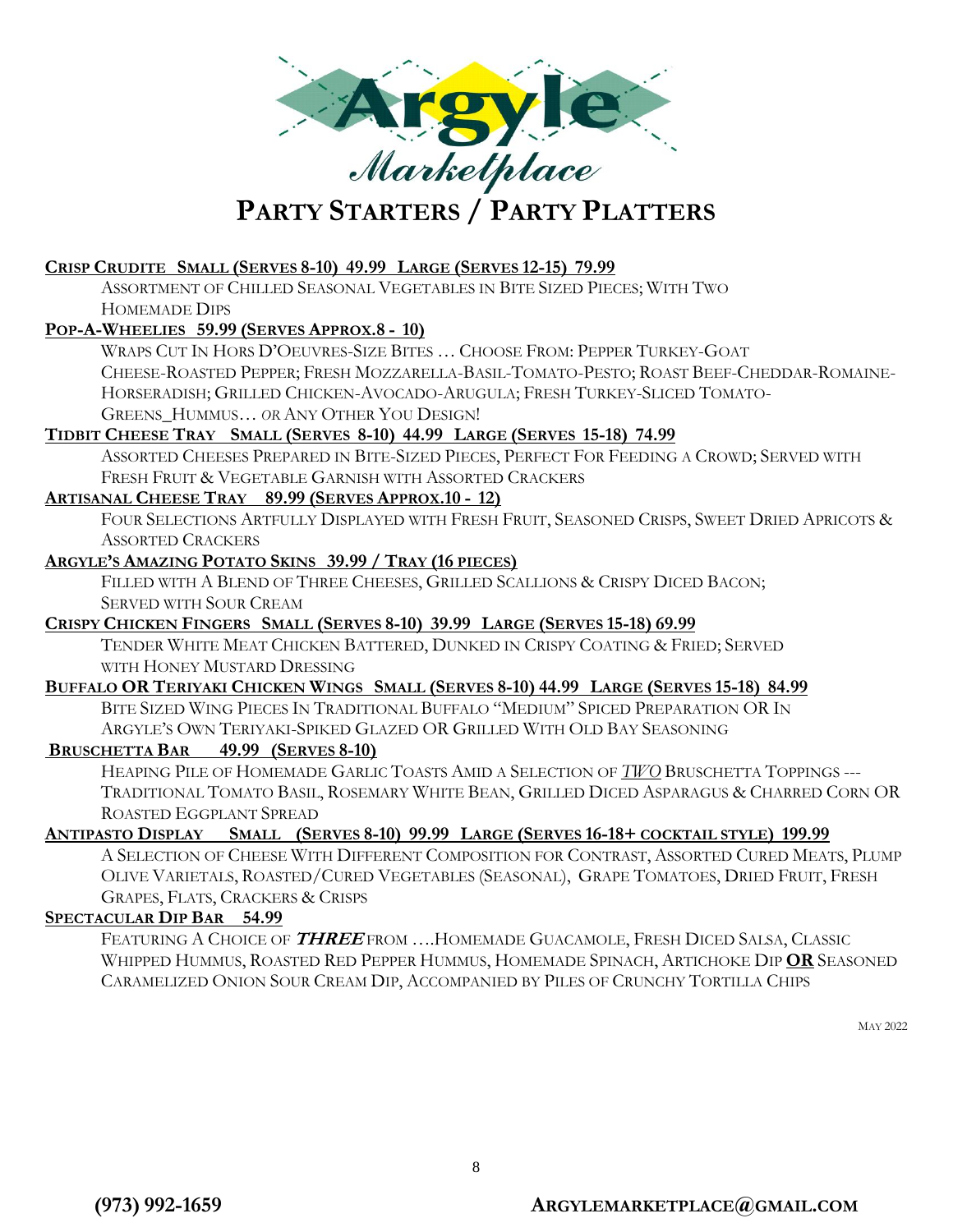# Argyle Marketplace

## Party Starters / Party Platters

**Crisp Crudite Small (Serves 8-10) 49.99 Large (Serves 12-15) 79.99**

Assortment of Chilled Seasonal Vegetables in Bite Sized Pieces; With Two Homemade Dips

**Pop-A-Wheelies 59.99 (Serves Approx.8 - 10)**

Wraps Cut In Hors D'Oeuvres-Size Bites … Choose From: Pepper Turkey-Goat Cheese-Roasted Pepper; Fresh Mozzarella-Basil-Tomato-Pesto; Roast Beef-Cheddar-Romaine-Horseradish; Grilled Chicken-Avocado-Arugula; Fresh Turkey-Sliced Tomato-Greens_Hummus… *or* Any Other You Design!

**Tidbit Cheese Tray Small (Serves 8-10) 44.99 Large (Serves 15-18) 74.99**

Assorted Cheeses Prepared in Bite-Sized Pieces, Perfect For Feeding a Crowd; Served with Fresh Fruit & Vegetable Garnish with Assorted Crackers

**Artisanal Cheese Tray 89.99 (Serves Approx.10 - 12)**

Four Selections Artfully Displayed with Fresh Fruit, Seasoned Crisps, Sweet Dried Apricots & Assorted Crackers

**Argyle's Amazing Potato Skins 39.99 / Tray (16 pieces)**

Filled with a Blend of Three Cheeses, Grilled Scallions & Crispy Diced Bacon; Served with Sour Cream

**Crispy Chicken Fingers Small (Serves 8-10) 39.99 Large (Serves 15-18) 69.99**

Tender White Meat Chicken Battered, Dunked in Crispy Coating & Fried; Served with Honey Mustard Dressing

**Buffalo OR Teriyaki Chicken Wings Small (Serves 8-10) 44.99 Large (Serves 15-18) 84.99**

Bite Sized Wing Pieces In Traditional Buffalo "Medium" Spiced Preparation OR In Argyle's Own Teriyaki-Spiked Glazed OR Grilled With Old Bay Seasoning

**Bruschetta Bar 49.99 (Serves 8-10)**

Heaping Pile of Homemade Garlic Toasts Amid a Selection of ***TWO*** Bruschetta Toppings --- Traditional Tomato Basil, Rosemary White Bean, Grilled Diced Asparagus & Charred Corn OR Roasted Eggplant Spread

**Antipasto Display Small (Serves 8-10) 99.99 Large (Serves 16-18+ cocktail style) 199.99**

A Selection of Cheese With Different Composition for Contrast, Assorted Cured Meats, Plump Olive Varietals, Roasted/Cured Vegetables (Seasonal), Grape Tomatoes, Dried Fruit, Fresh Grapes, Flats, Crackers & Crisps

**Spectacular Dip Bar 54.99**

Featuring a Choice of ***THREE*** from ….Homemade Guacamole, Fresh Diced Salsa, Classic Whipped Hummus, Roasted Red Pepper Hummus, Homemade Spinach, Artichoke Dip **OR** Seasoned Caramelized Onion Sour Cream Dip, Accompanied by Piles of Crunchy Tortilla Chips

May 2022

**(973) 992-1659** **ARGYLEMARKETPLACE@GMAIL.COM**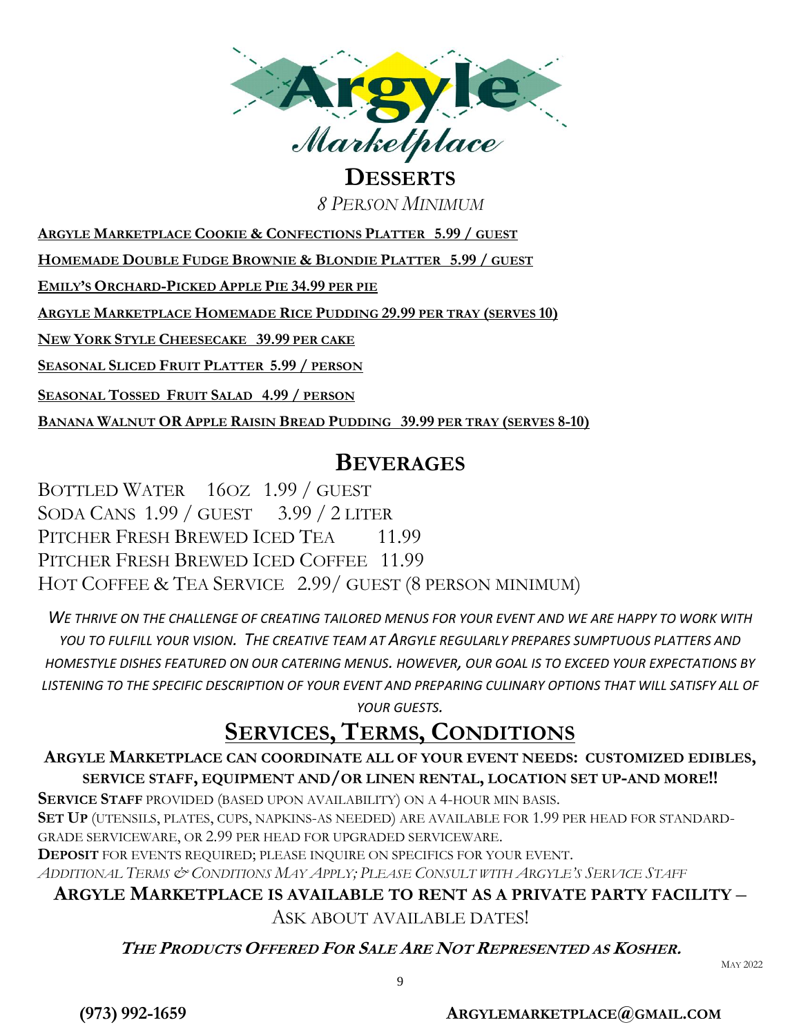# Argyle Marketplace

## Desserts

*8 Person Minimum*

**Argyle Marketplace Cookie & Confections Platter 5.99 / guest**

**Homemade Double Fudge Brownie & Blondie Platter 5.99 / guest**

**Emily's Orchard-Picked Apple Pie 34.99 per pie**

**Argyle Marketplace Homemade Rice Pudding 29.99 per tray (serves 10)**

**New York Style Cheesecake 39.99 per cake**

**Seasonal Sliced Fruit Platter 5.99 / person**

**Seasonal Tossed Fruit Salad 4.99 / person**

**Banana Walnut OR Apple Raisin Bread Pudding 39.99 per tray (serves 8-10)**

## Beverages

Bottled Water 16oz 1.99 / guest

Soda Cans 1.99 / guest 3.99 / 2 liter

Pitcher Fresh Brewed Iced Tea 11.99

Pitcher Fresh Brewed Iced Coffee 11.99

Hot Coffee & Tea Service 2.99/ guest (8 person minimum)

*We thrive on the challenge of creating tailored menus for your event and we are happy to work with you to fulfill your vision. The creative team at Argyle regularly prepares sumptuous platters and homestyle dishes featured on our catering menus. However, our goal is to exceed your expectations by listening to the specific description of your event and preparing culinary options that will satisfy all of your guests.*

## Services, Terms, Conditions

**Argyle Marketplace can coordinate all of your event needs: customized edibles, service staff, equipment and/or linen rental, location set up-and more!!**

**Service Staff** provided (based upon availability) on a 4-hour min basis.

**Set Up** (utensils, plates, cups, napkins-as needed) are available for 1.99 per head for standard-grade serviceware, or 2.99 per head for upgraded serviceware.

**Deposit** for events required; please inquire on specifics for your event.

*Additional Terms & Conditions May Apply; Please Consult with Argyle's Service Staff*

**Argyle Marketplace is available to rent as a private party facility –**

Ask about available dates!

***The Products Offered For Sale Are Not Represented as Kosher.***

May 2022

**(973) 992-1659** **argylemarketplace@gmail.com**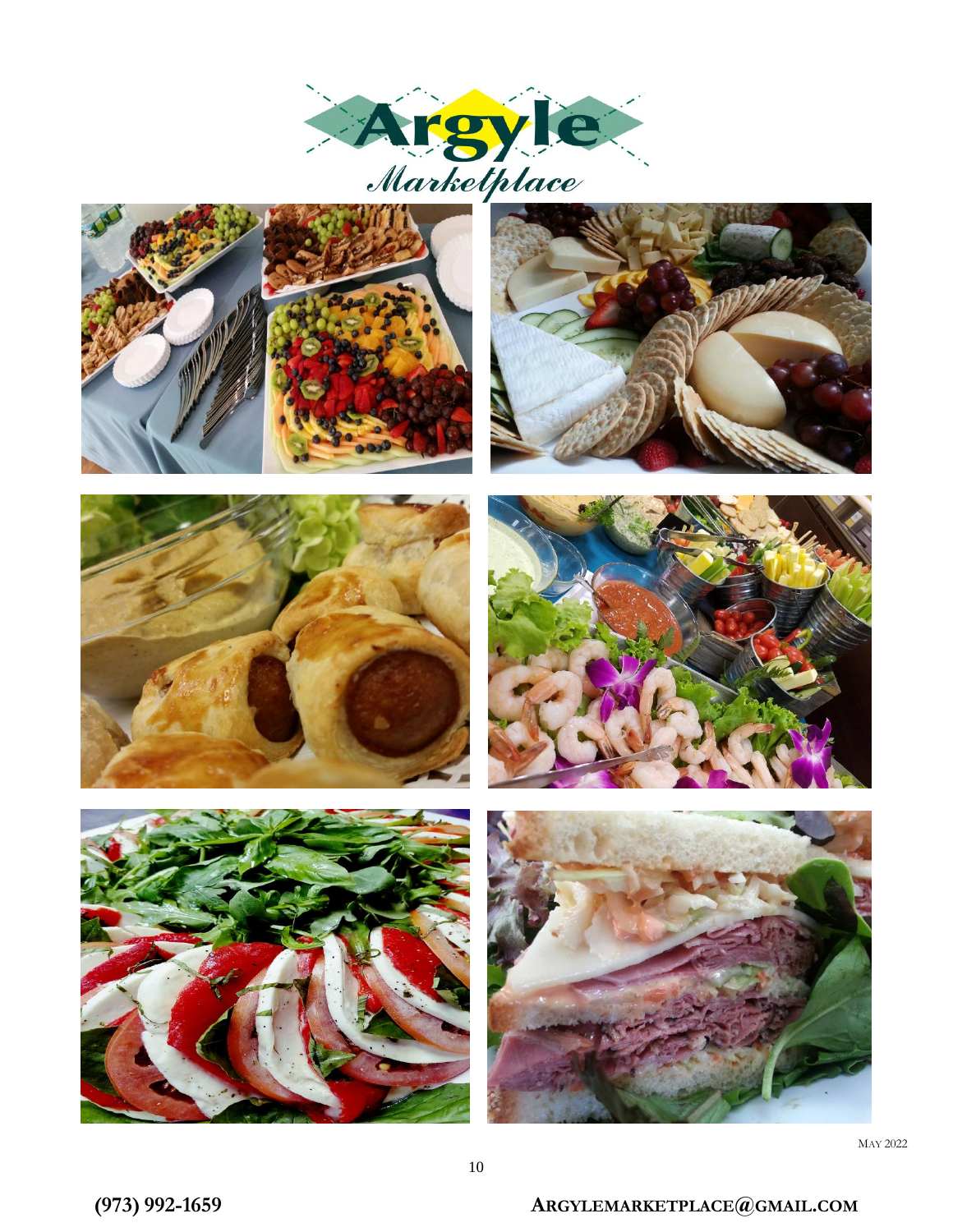Argyle Marketplace

May 2022

**(973) 992-1659** **ARGYLEMARKETPLACE@GMAIL.COM**